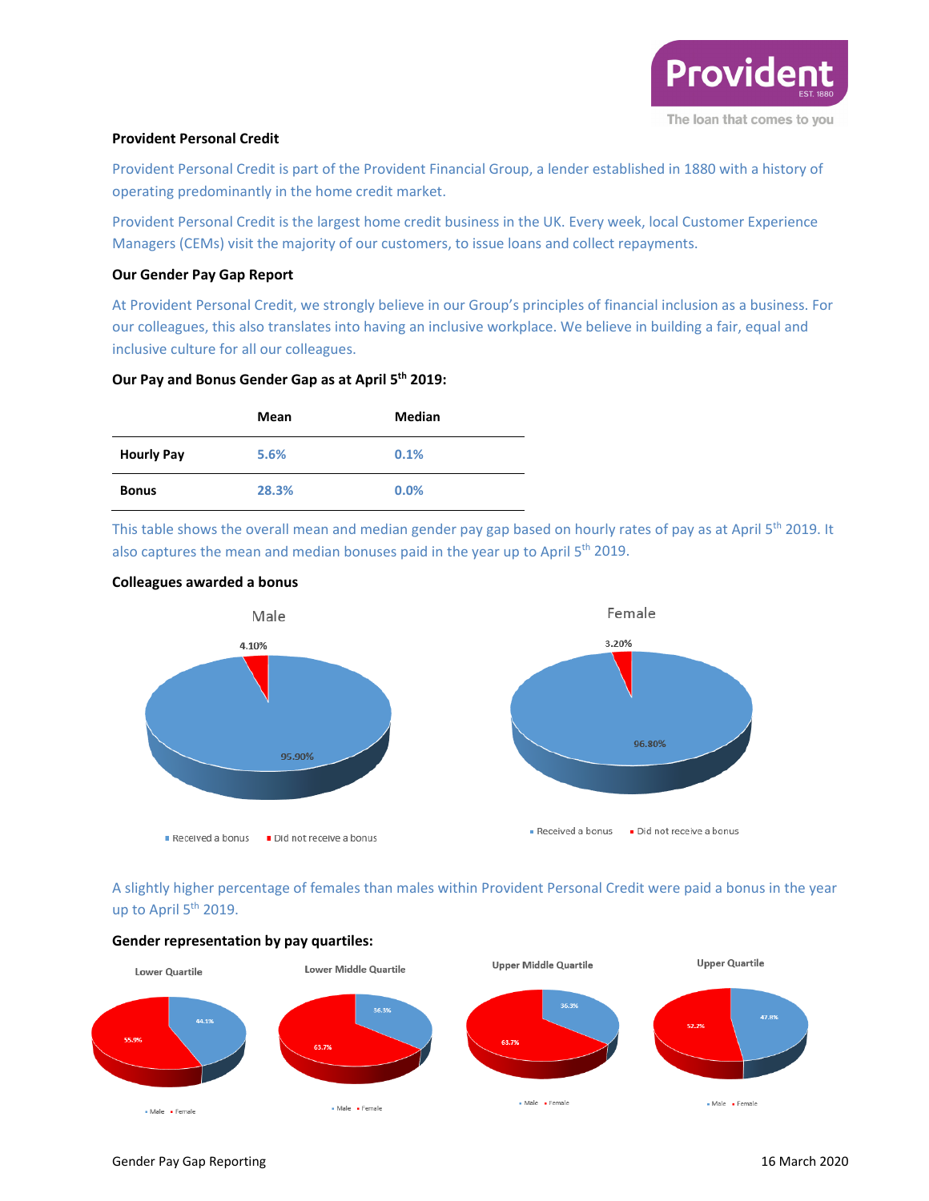**Provident Personal Credit**

Provident Personal Credit is part of the Provident Financial Group, a lender established in 1880 with a history of operating predominantly in the home credit market.

Provident Personal Credit is the largest home credit business in the UK. Every week, local Customer Experience Managers (CEMs) visit the majority of our customers, to issue loans and collect repayments.

**Our Gender Pay Gap Report**

At Provident Personal Credit, we strongly believe in our Group's principles of financial inclusion as a business. For our colleagues, this also translates into having an inclusive workplace. We believe in building a fair, equal and inclusive culture for all our colleagues.

**Our Pay and Bonus Gender Gap as at April 5th 2019:**

| | Mean | Median |
|---|---|---|
| **Hourly Pay** | 5.6% | 0.1% |
| **Bonus** | 28.3% | 0.0% |

This table shows the overall mean and median gender pay gap based on hourly rates of pay as at April 5th 2019. It also captures the mean and median bonuses paid in the year up to April 5th 2019.

**Colleagues awarded a bonus**

Male

4.10%

95.90%

Received a bonus | Did not receive a bonus

Female

3.20%

96.80%

Received a bonus | Did not receive a bonus

A slightly higher percentage of females than males within Provident Personal Credit were paid a bonus in the year up to April 5th 2019.

**Gender representation by pay quartiles:**

Lower Quartile: 44.1% / 55.9%

Lower Middle Quartile: 36.3% / 63.7%

Upper Middle Quartile: 36.3% / 63.7%

Upper Quartile: 47.8% / 52.2%

Male | Female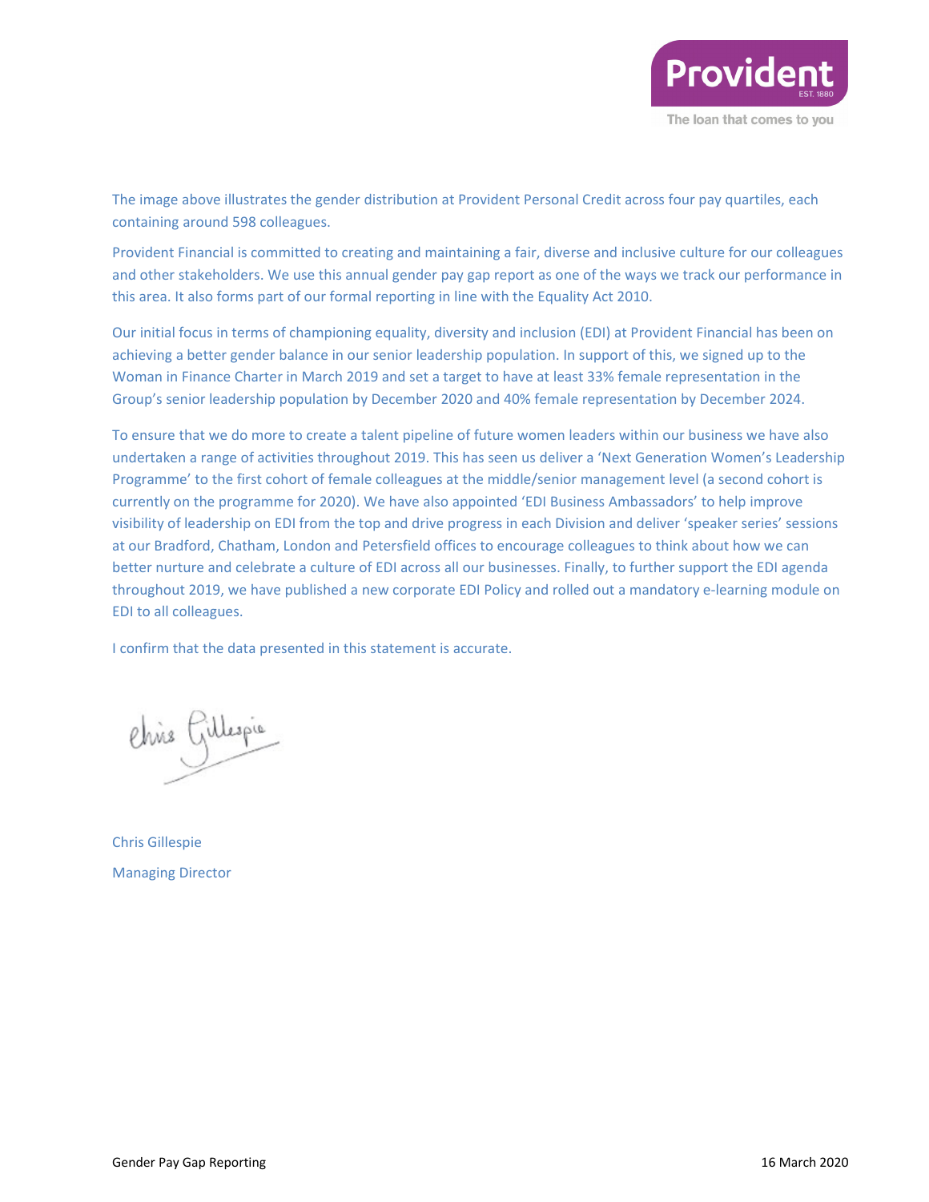The image above illustrates the gender distribution at Provident Personal Credit across four pay quartiles, each containing around 598 colleagues.

Provident Financial is committed to creating and maintaining a fair, diverse and inclusive culture for our colleagues and other stakeholders. We use this annual gender pay gap report as one of the ways we track our performance in this area. It also forms part of our formal reporting in line with the Equality Act 2010.

Our initial focus in terms of championing equality, diversity and inclusion (EDI) at Provident Financial has been on achieving a better gender balance in our senior leadership population. In support of this, we signed up to the Woman in Finance Charter in March 2019 and set a target to have at least 33% female representation in the Group's senior leadership population by December 2020 and 40% female representation by December 2024.

To ensure that we do more to create a talent pipeline of future women leaders within our business we have also undertaken a range of activities throughout 2019. This has seen us deliver a 'Next Generation Women's Leadership Programme' to the first cohort of female colleagues at the middle/senior management level (a second cohort is currently on the programme for 2020). We have also appointed 'EDI Business Ambassadors' to help improve visibility of leadership on EDI from the top and drive progress in each Division and deliver 'speaker series' sessions at our Bradford, Chatham, London and Petersfield offices to encourage colleagues to think about how we can better nurture and celebrate a culture of EDI across all our businesses. Finally, to further support the EDI agenda throughout 2019, we have published a new corporate EDI Policy and rolled out a mandatory e-learning module on EDI to all colleagues.

I confirm that the data presented in this statement is accurate.

Chris Gillespie

Managing Director